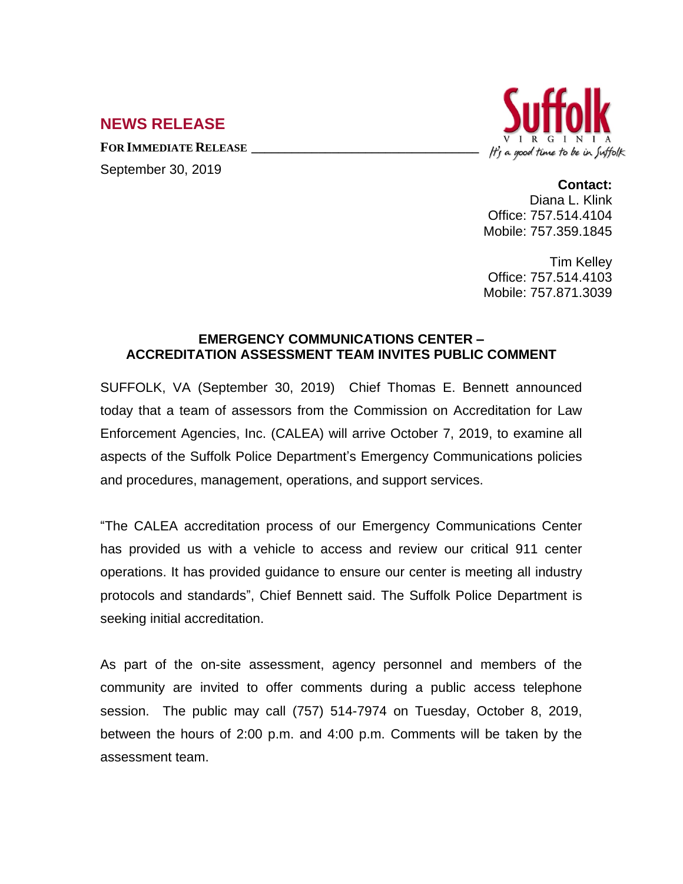## NEWS RELEASE

**FOR IMMEDIATE RELEASE**

September 30, 2019

Suffolk
VIRGINIA
It's a good time to be in Suffolk

**Contact:**
Diana L. Klink
Office: 757.514.4104
Mobile: 757.359.1845

Tim Kelley
Office: 757.514.4103
Mobile: 757.871.3039

### EMERGENCY COMMUNICATIONS CENTER – ACCREDITATION ASSESSMENT TEAM INVITES PUBLIC COMMENT

SUFFOLK, VA (September 30, 2019) Chief Thomas E. Bennett announced today that a team of assessors from the Commission on Accreditation for Law Enforcement Agencies, Inc. (CALEA) will arrive October 7, 2019, to examine all aspects of the Suffolk Police Department's Emergency Communications policies and procedures, management, operations, and support services.

"The CALEA accreditation process of our Emergency Communications Center has provided us with a vehicle to access and review our critical 911 center operations. It has provided guidance to ensure our center is meeting all industry protocols and standards", Chief Bennett said. The Suffolk Police Department is seeking initial accreditation.

As part of the on-site assessment, agency personnel and members of the community are invited to offer comments during a public access telephone session. The public may call (757) 514-7974 on Tuesday, October 8, 2019, between the hours of 2:00 p.m. and 4:00 p.m. Comments will be taken by the assessment team.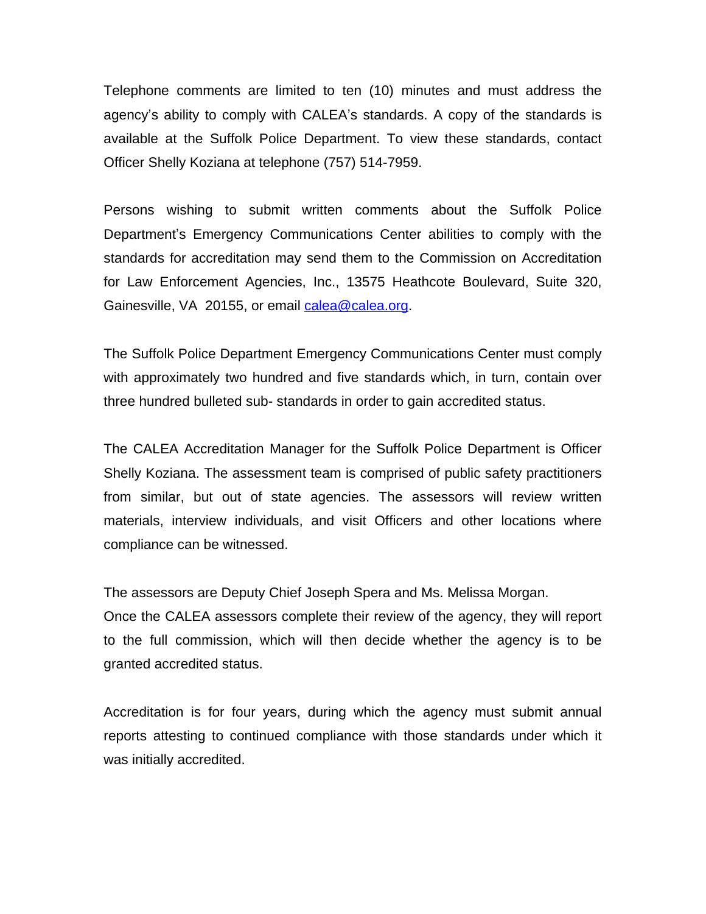Telephone comments are limited to ten (10) minutes and must address the agency's ability to comply with CALEA's standards. A copy of the standards is available at the Suffolk Police Department. To view these standards, contact Officer Shelly Koziana at telephone (757) 514-7959.

Persons wishing to submit written comments about the Suffolk Police Department's Emergency Communications Center abilities to comply with the standards for accreditation may send them to the Commission on Accreditation for Law Enforcement Agencies, Inc., 13575 Heathcote Boulevard, Suite 320, Gainesville, VA 20155, or email calea@calea.org.

The Suffolk Police Department Emergency Communications Center must comply with approximately two hundred and five standards which, in turn, contain over three hundred bulleted sub- standards in order to gain accredited status.

The CALEA Accreditation Manager for the Suffolk Police Department is Officer Shelly Koziana. The assessment team is comprised of public safety practitioners from similar, but out of state agencies. The assessors will review written materials, interview individuals, and visit Officers and other locations where compliance can be witnessed.

The assessors are Deputy Chief Joseph Spera and Ms. Melissa Morgan.
Once the CALEA assessors complete their review of the agency, they will report to the full commission, which will then decide whether the agency is to be granted accredited status.

Accreditation is for four years, during which the agency must submit annual reports attesting to continued compliance with those standards under which it was initially accredited.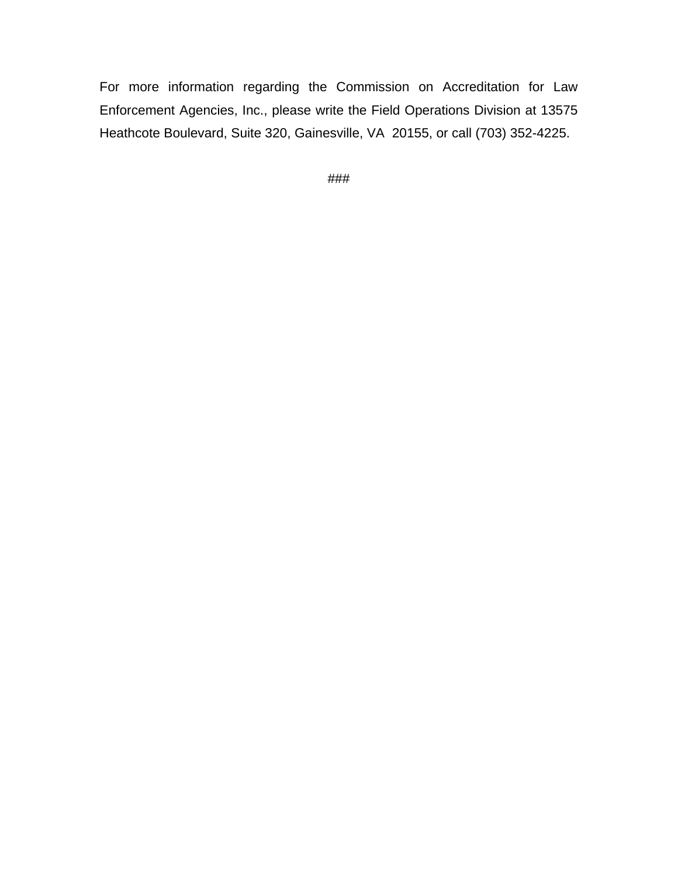For more information regarding the Commission on Accreditation for Law Enforcement Agencies, Inc., please write the Field Operations Division at 13575 Heathcote Boulevard, Suite 320, Gainesville, VA  20155, or call (703) 352-4225.

###